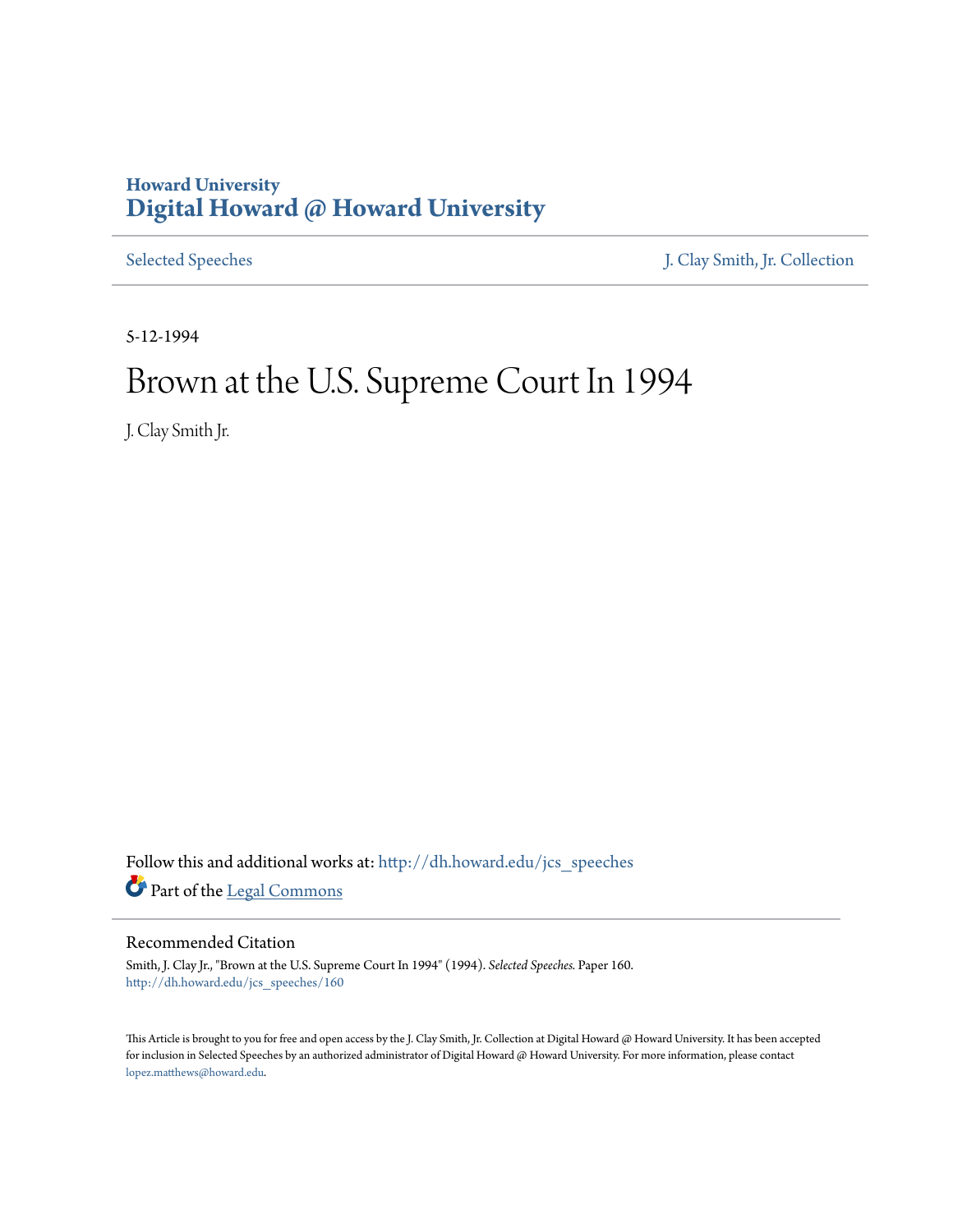Howard University
**Digital Howard @ Howard University**

Selected Speeches | J. Clay Smith, Jr. Collection

5-12-1994

# Brown at the U.S. Supreme Court In 1994

J. Clay Smith Jr.

Follow this and additional works at: http://dh.howard.edu/jcs_speeches

Part of the Legal Commons

## Recommended Citation

Smith, J. Clay Jr., "Brown at the U.S. Supreme Court In 1994" (1994). *Selected Speeches.* Paper 160.
http://dh.howard.edu/jcs_speeches/160

This Article is brought to you for free and open access by the J. Clay Smith, Jr. Collection at Digital Howard @ Howard University. It has been accepted for inclusion in Selected Speeches by an authorized administrator of Digital Howard @ Howard University. For more information, please contact lopez.matthews@howard.edu.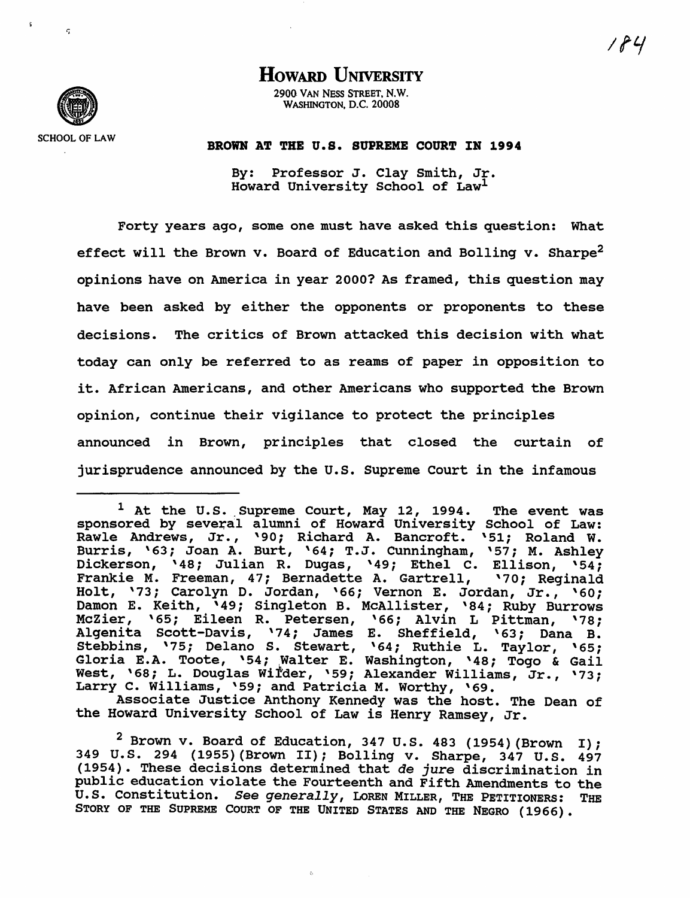# HOWARD UNIVERSITY

2900 VAN NESS STREET, N.W.
WASHINGTON, D.C. 20008

SCHOOL OF LAW

**BROWN AT THE U.S. SUPREME COURT IN 1994**

By: Professor J. Clay Smith, Jr.
Howard University School of Law[1]

Forty years ago, some one must have asked this question: What effect will the Brown v. Board of Education and Bolling v. Sharpe[2] opinions have on America in year 2000? As framed, this question may have been asked by either the opponents or proponents to these decisions. The critics of Brown attacked this decision with what today can only be referred to as reams of paper in opposition to it. African Americans, and other Americans who supported the Brown opinion, continue their vigilance to protect the principles announced in Brown, principles that closed the curtain of jurisprudence announced by the U.S. Supreme Court in the infamous

---

[1] At the U.S. Supreme Court, May 12, 1994. The event was sponsored by several alumni of Howard University School of Law: Rawle Andrews, Jr., '90; Richard A. Bancroft. '51; Roland W. Burris, '63; Joan A. Burt, '64; T.J. Cunningham, '57; M. Ashley Dickerson, '48; Julian R. Dugas, '49; Ethel C. Ellison, '54; Frankie M. Freeman, 47; Bernadette A. Gartrell, '70; Reginald Holt, '73; Carolyn D. Jordan, '66; Vernon E. Jordan, Jr., '60; Damon E. Keith, '49; Singleton B. McAllister, '84; Ruby Burrows McZier, '65; Eileen R. Petersen, '66; Alvin L Pittman, '78; Algenita Scott-Davis, '74; James E. Sheffield, '63; Dana B. Stebbins, '75; Delano S. Stewart, '64; Ruthie L. Taylor, '65; Gloria E.A. Toote, '54; Walter E. Washington, '48; Togo & Gail West, '68; L. Douglas Wilder, '59; Alexander Williams, Jr., '73; Larry C. Williams, '59; and Patricia M. Worthy, '69.

Associate Justice Anthony Kennedy was the host. The Dean of the Howard University School of Law is Henry Ramsey, Jr.

[2] Brown v. Board of Education, 347 U.S. 483 (1954) (Brown I); 349 U.S. 294 (1955) (Brown II); Bolling v. Sharpe, 347 U.S. 497 (1954). These decisions determined that *de jure* discrimination in public education violate the Fourteenth and Fifth Amendments to the U.S. Constitution. *See generally*, LOREN MILLER, THE PETITIONERS: THE STORY OF THE SUPREME COURT OF THE UNITED STATES AND THE NEGRO (1966).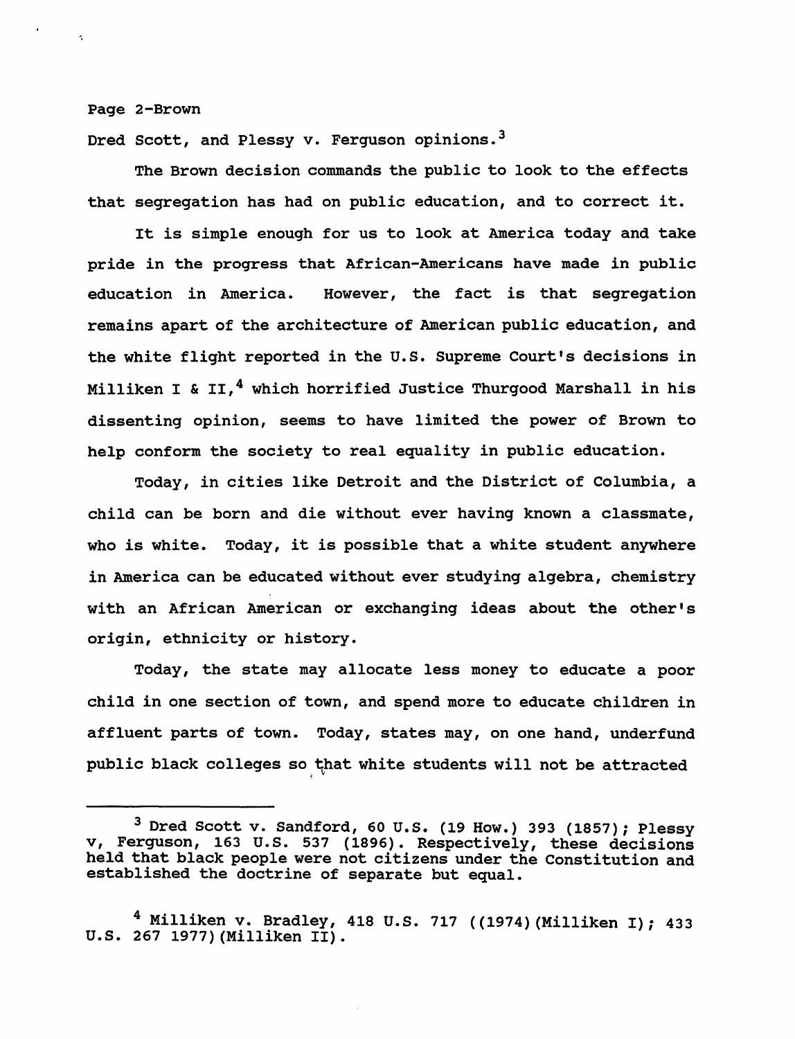Dred Scott, and Plessy v. Ferguson opinions.[3]

The Brown decision commands the public to look to the effects that segregation has had on public education, and to correct it.

It is simple enough for us to look at America today and take pride in the progress that African-Americans have made in public education in America. However, the fact is that segregation remains apart of the architecture of American public education, and the white flight reported in the U.S. Supreme Court's decisions in Milliken I & II,[4] which horrified Justice Thurgood Marshall in his dissenting opinion, seems to have limited the power of Brown to help conform the society to real equality in public education.

Today, in cities like Detroit and the District of Columbia, a child can be born and die without ever having known a classmate, who is white. Today, it is possible that a white student anywhere in America can be educated without ever studying algebra, chemistry with an African American or exchanging ideas about the other's origin, ethnicity or history.

Today, the state may allocate less money to educate a poor child in one section of town, and spend more to educate children in affluent parts of town. Today, states may, on one hand, underfund public black colleges so that white students will not be attracted

---

[3] Dred Scott v. Sandford, 60 U.S. (19 How.) 393 (1857); Plessy v, Ferguson, 163 U.S. 537 (1896). Respectively, these decisions held that black people were not citizens under the Constitution and established the doctrine of separate but equal.

[4] Milliken v. Bradley, 418 U.S. 717 ((1974)(Milliken I); 433 U.S. 267 1977)(Milliken II).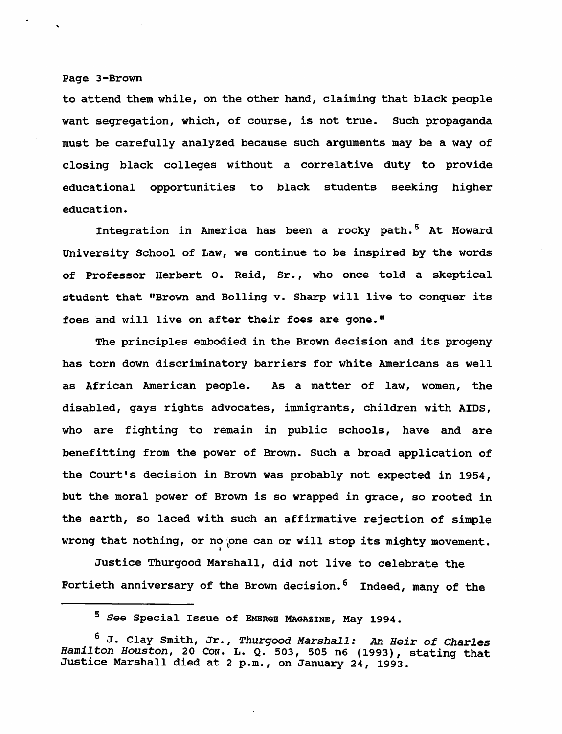to attend them while, on the other hand, claiming that black people want segregation, which, of course, is not true. Such propaganda must be carefully analyzed because such arguments may be a way of closing black colleges without a correlative duty to provide educational opportunities to black students seeking higher education.

Integration in America has been a rocky path.[5] At Howard University School of Law, we continue to be inspired by the words of Professor Herbert O. Reid, Sr., who once told a skeptical student that "Brown and Bolling v. Sharp will live to conquer its foes and will live on after their foes are gone."

The principles embodied in the Brown decision and its progeny has torn down discriminatory barriers for white Americans as well as African American people. As a matter of law, women, the disabled, gays rights advocates, immigrants, children with AIDS, who are fighting to remain in public schools, have and are benefitting from the power of Brown. Such a broad application of the Court's decision in Brown was probably not expected in 1954, but the moral power of Brown is so wrapped in grace, so rooted in the earth, so laced with such an affirmative rejection of simple wrong that nothing, or no one can or will stop its mighty movement.

Justice Thurgood Marshall, did not live to celebrate the Fortieth anniversary of the Brown decision.[6] Indeed, many of the

---

[5] *See* Special Issue of EMERGE MAGAZINE, May 1994.

[6] J. Clay Smith, Jr., *Thurgood Marshall: An Heir of Charles Hamilton Houston*, 20 CON. L. Q. 503, 505 n6 (1993), stating that Justice Marshall died at 2 p.m., on January 24, 1993.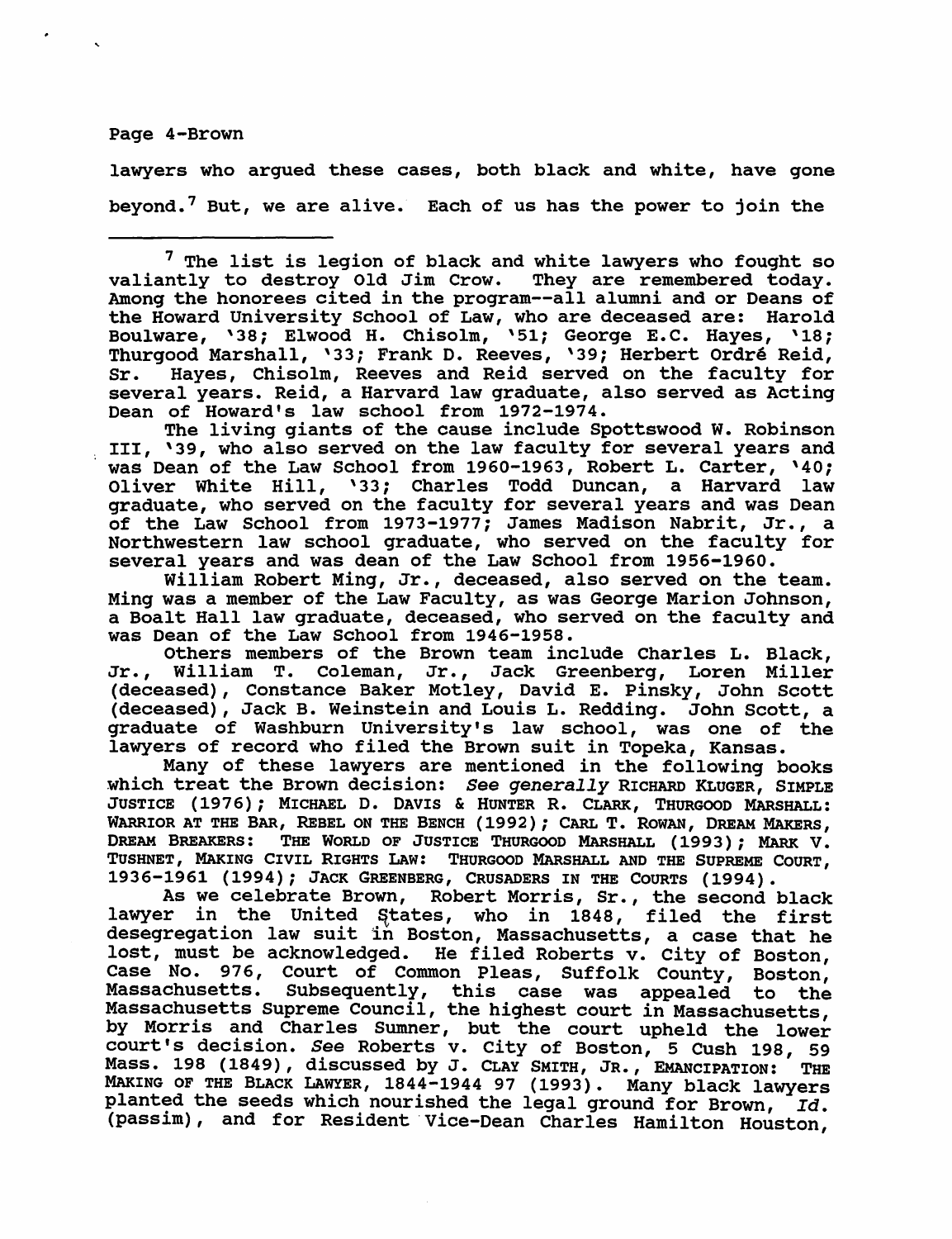lawyers who argued these cases, both black and white, have gone beyond.[7] But, we are alive. Each of us has the power to join the

---

[7] The list is legion of black and white lawyers who fought so valiantly to destroy Old Jim Crow. They are remembered today. Among the honorees cited in the program--all alumni and or Deans of the Howard University School of Law, who are deceased are: Harold Boulware, '38; Elwood H. Chisolm, '51; George E.C. Hayes, '18; Thurgood Marshall, '33; Frank D. Reeves, '39; Herbert Ordré Reid, Sr. Hayes, Chisolm, Reeves and Reid served on the faculty for several years. Reid, a Harvard law graduate, also served as Acting Dean of Howard's law school from 1972-1974.

The living giants of the cause include Spottswood W. Robinson III, '39, who also served on the law faculty for several years and was Dean of the Law School from 1960-1963, Robert L. Carter, '40; Oliver White Hill, '33; Charles Todd Duncan, a Harvard law graduate, who served on the faculty for several years and was Dean of the Law School from 1973-1977; James Madison Nabrit, Jr., a Northwestern law school graduate, who served on the faculty for several years and was dean of the Law School from 1956-1960.

William Robert Ming, Jr., deceased, also served on the team. Ming was a member of the Law Faculty, as was George Marion Johnson, a Boalt Hall law graduate, deceased, who served on the faculty and was Dean of the Law School from 1946-1958.

Others members of the Brown team include Charles L. Black, Jr., William T. Coleman, Jr., Jack Greenberg, Loren Miller (deceased), Constance Baker Motley, David E. Pinsky, John Scott (deceased), Jack B. Weinstein and Louis L. Redding. John Scott, a graduate of Washburn University's law school, was one of the lawyers of record who filed the Brown suit in Topeka, Kansas.

Many of these lawyers are mentioned in the following books which treat the Brown decision: *See generally* RICHARD KLUGER, SIMPLE JUSTICE (1976); MICHAEL D. DAVIS & HUNTER R. CLARK, THURGOOD MARSHALL: WARRIOR AT THE BAR, REBEL ON THE BENCH (1992); CARL T. ROWAN, DREAM MAKERS, DREAM BREAKERS: THE WORLD OF JUSTICE THURGOOD MARSHALL (1993); MARK V. TUSHNET, MAKING CIVIL RIGHTS LAW: THURGOOD MARSHALL AND THE SUPREME COURT, 1936-1961 (1994); JACK GREENBERG, CRUSADERS IN THE COURTS (1994).

As we celebrate Brown, Robert Morris, Sr., the second black lawyer in the United States, who in 1848, filed the first desegregation law suit in Boston, Massachusetts, a case that he lost, must be acknowledged. He filed Roberts v. City of Boston, Case No. 976, Court of Common Pleas, Suffolk County, Boston, Massachusetts. Subsequently, this case was appealed to the Massachusetts Supreme Council, the highest court in Massachusetts, by Morris and Charles Sumner, but the court upheld the lower court's decision. *See* Roberts v. City of Boston, 5 Cush 198, 59 Mass. 198 (1849), discussed by J. CLAY SMITH, JR., EMANCIPATION: THE MAKING OF THE BLACK LAWYER, 1844-1944 97 (1993). Many black lawyers planted the seeds which nourished the legal ground for Brown, *Id.* (passim), and for Resident Vice-Dean Charles Hamilton Houston,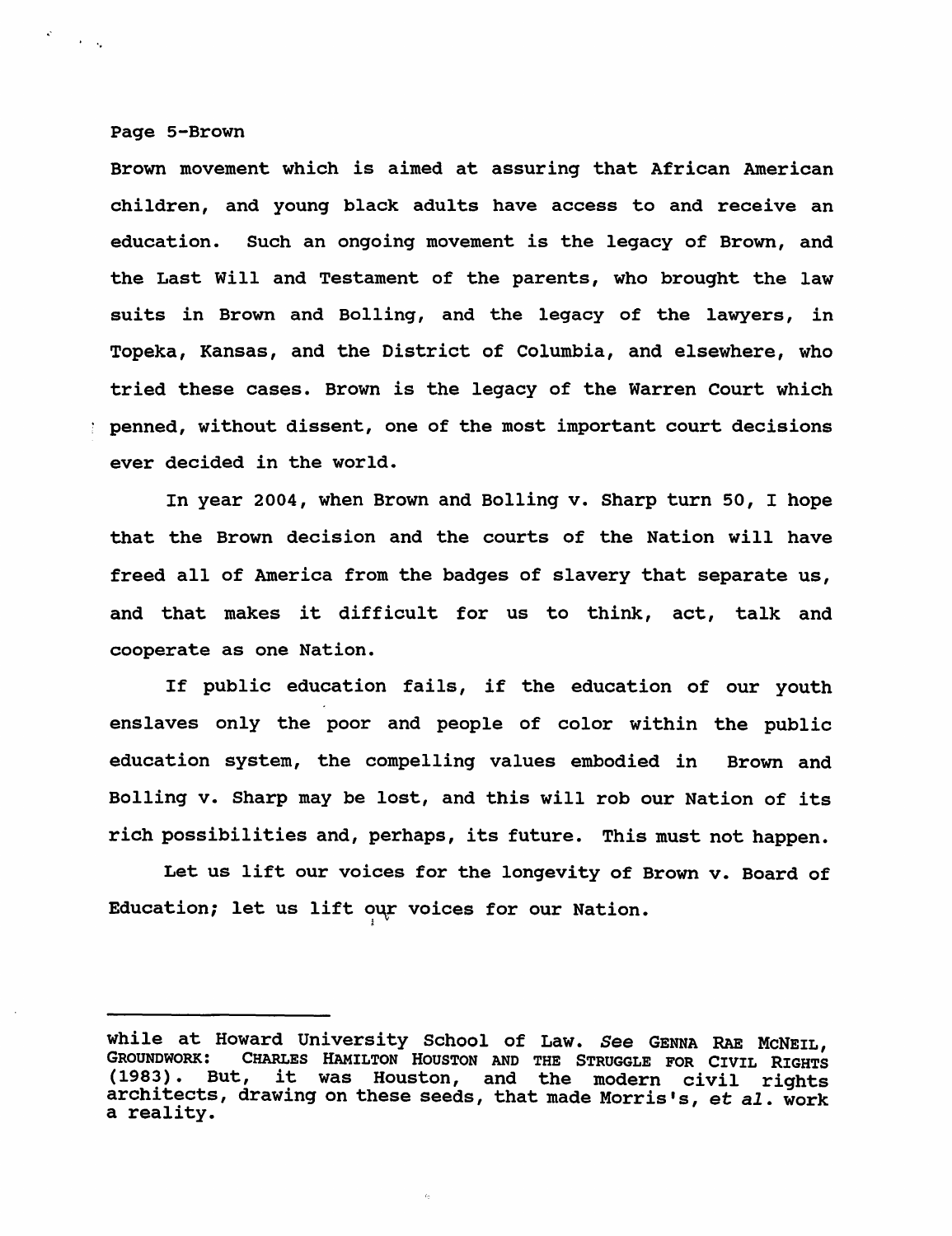Brown movement which is aimed at assuring that African American children, and young black adults have access to and receive an education. Such an ongoing movement is the legacy of Brown, and the Last Will and Testament of the parents, who brought the law suits in Brown and Bolling, and the legacy of the lawyers, in Topeka, Kansas, and the District of Columbia, and elsewhere, who tried these cases. Brown is the legacy of the Warren Court which penned, without dissent, one of the most important court decisions ever decided in the world.

In year 2004, when Brown and Bolling v. Sharp turn 50, I hope that the Brown decision and the courts of the Nation will have freed all of America from the badges of slavery that separate us, and that makes it difficult for us to think, act, talk and cooperate as one Nation.

If public education fails, if the education of our youth enslaves only the poor and people of color within the public education system, the compelling values embodied in Brown and Bolling v. Sharp may be lost, and this will rob our Nation of its rich possibilities and, perhaps, its future. This must not happen.

Let us lift our voices for the longevity of Brown v. Board of Education; let us lift our voices for our Nation.

---

while at Howard University School of Law. *See* GENNA RAE MCNEIL, GROUNDWORK: CHARLES HAMILTON HOUSTON AND THE STRUGGLE FOR CIVIL RIGHTS (1983). But, it was Houston, and the modern civil rights architects, drawing on these seeds, that made Morris's, *et al.* work a reality.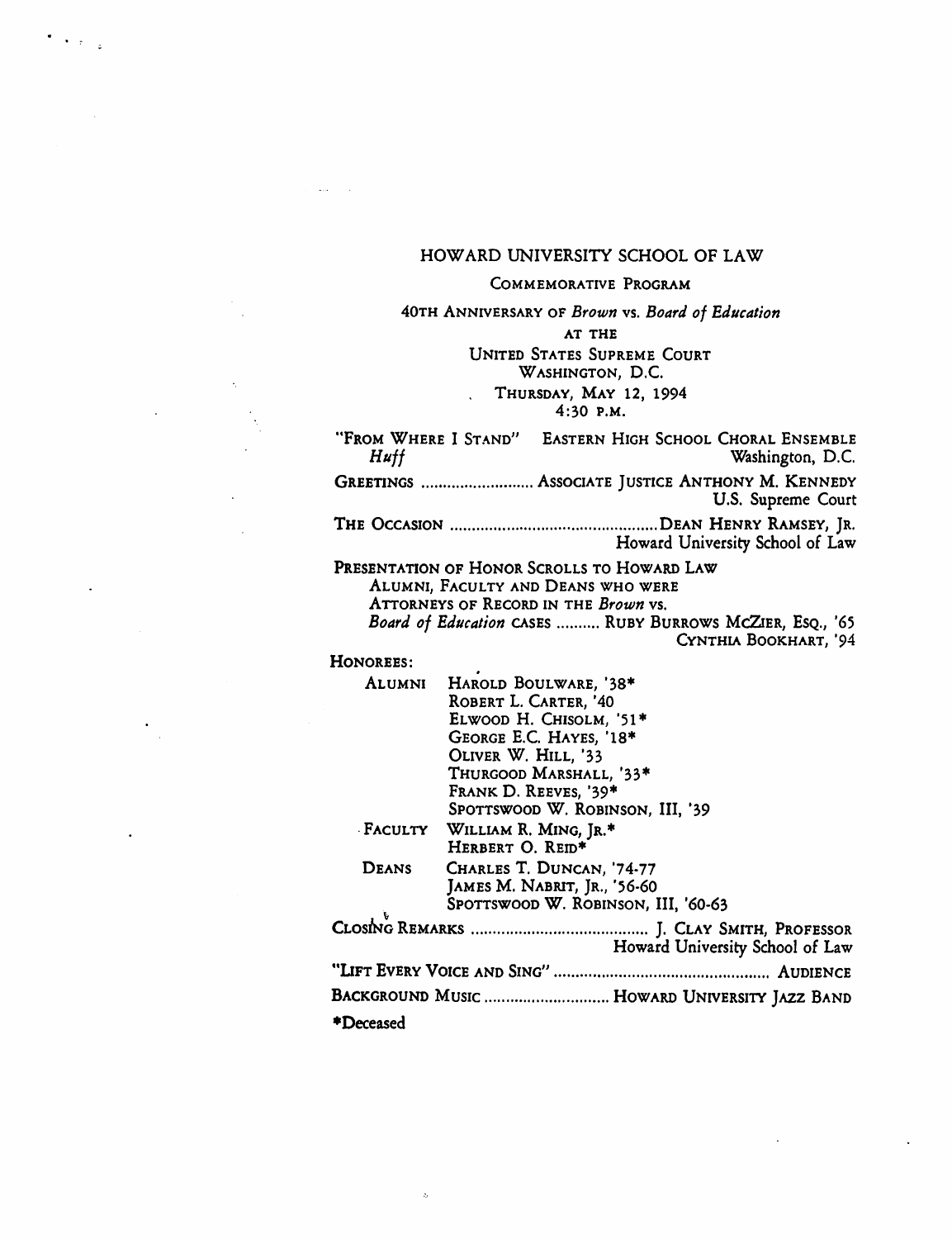# HOWARD UNIVERSITY SCHOOL OF LAW

COMMEMORATIVE PROGRAM

40TH ANNIVERSARY OF *Brown* vs. *Board of Education*

AT THE

UNITED STATES SUPREME COURT
WASHINGTON, D.C.

THURSDAY, MAY 12, 1994
4:30 P.M.

"FROM WHERE I STAND" *Huff* — EASTERN HIGH SCHOOL CHORAL ENSEMBLE, Washington, D.C.

GREETINGS .......................... ASSOCIATE JUSTICE ANTHONY M. KENNEDY, U.S. Supreme Court

THE OCCASION ................................................ DEAN HENRY RAMSEY, JR., Howard University School of Law

PRESENTATION OF HONOR SCROLLS TO HOWARD LAW ALUMNI, FACULTY AND DEANS WHO WERE ATTORNEYS OF RECORD IN THE *Brown* vs. *Board of Education* CASES .......... RUBY BURROWS MCZIER, ESQ., '65; CYNTHIA BOOKHART, '94

HONOREES:

| | |
|---|---|
| ALUMNI | HAROLD BOULWARE, '38* |
| | ROBERT L. CARTER, '40 |
| | ELWOOD H. CHISOLM, '51* |
| | GEORGE E.C. HAYES, '18* |
| | OLIVER W. HILL, '33 |
| | THURGOOD MARSHALL, '33* |
| | FRANK D. REEVES, '39* |
| | SPOTTSWOOD W. ROBINSON, III, '39 |
| FACULTY | WILLIAM R. MING, JR.* |
| | HERBERT O. REID* |
| DEANS | CHARLES T. DUNCAN, '74-77 |
| | JAMES M. NABRIT, JR., '56-60 |
| | SPOTTSWOOD W. ROBINSON, III, '60-63 |

CLOSING REMARKS ......................................... J. CLAY SMITH, PROFESSOR, Howard University School of Law

"LIFT EVERY VOICE AND SING" .................................................. AUDIENCE

BACKGROUND MUSIC ............................. HOWARD UNIVERSITY JAZZ BAND

*Deceased